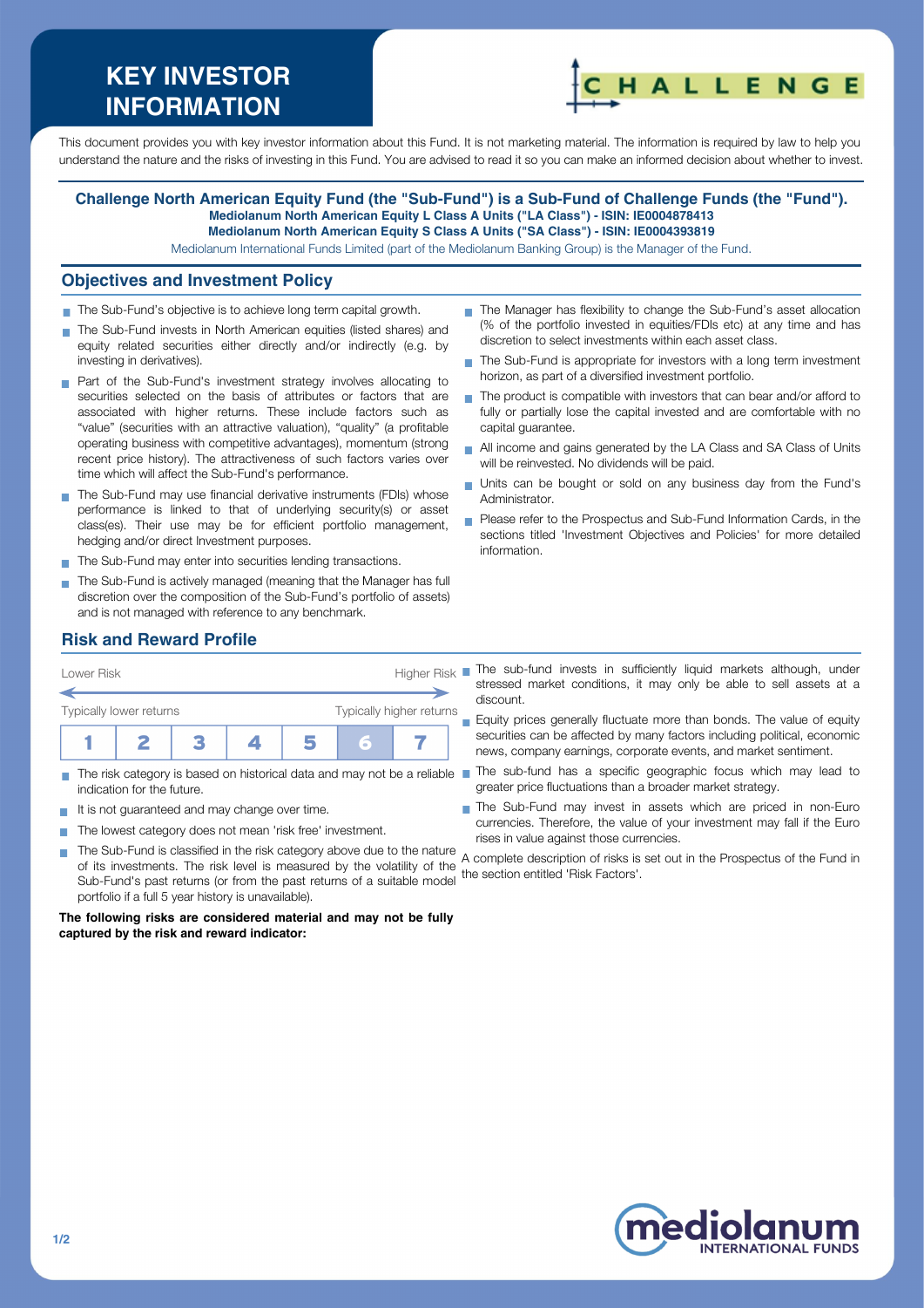# KEY INVESTOR INFORMATION

This document provides you with key investor information about this Fund. It is not marketing material. The information is required by law to help you understand the nature and the risks of investing in this Fund. You are advised to read it so you can make an informed decision about whether to invest.

**Challenge North American Equity Fund (the "Sub-Fund") is a Sub-Fund of Challenge Funds (the "Fund").**
**Mediolanum North American Equity L Class A Units ("LA Class") - ISIN: IE0004878413**
**Mediolanum North American Equity S Class A Units ("SA Class") - ISIN: IE0004393819**
Mediolanum International Funds Limited (part of the Mediolanum Banking Group) is the Manager of the Fund.

## Objectives and Investment Policy

- The Sub-Fund's objective is to achieve long term capital growth.
- The Sub-Fund invests in North American equities (listed shares) and equity related securities either directly and/or indirectly (e.g. by investing in derivatives).
- Part of the Sub-Fund's investment strategy involves allocating to securities selected on the basis of attributes or factors that are associated with higher returns. These include factors such as "value" (securities with an attractive valuation), "quality" (a profitable operating business with competitive advantages), momentum (strong recent price history). The attractiveness of such factors varies over time which will affect the Sub-Fund's performance.
- The Sub-Fund may use financial derivative instruments (FDIs) whose performance is linked to that of underlying security(s) or asset class(es). Their use may be for efficient portfolio management, hedging and/or direct Investment purposes.
- The Sub-Fund may enter into securities lending transactions.
- The Sub-Fund is actively managed (meaning that the Manager has full discretion over the composition of the Sub-Fund's portfolio of assets) and is not managed with reference to any benchmark.
- The Manager has flexibility to change the Sub-Fund's asset allocation (% of the portfolio invested in equities/FDIs etc) at any time and has discretion to select investments within each asset class.
- The Sub-Fund is appropriate for investors with a long term investment horizon, as part of a diversified investment portfolio.
- The product is compatible with investors that can bear and/or afford to fully or partially lose the capital invested and are comfortable with no capital guarantee.
- All income and gains generated by the LA Class and SA Class of Units will be reinvested. No dividends will be paid.
- Units can be bought or sold on any business day from the Fund's Administrator.
- Please refer to the Prospectus and Sub-Fund Information Cards, in the sections titled 'Investment Objectives and Policies' for more detailed information.

## Risk and Reward Profile

Lower Risk — Higher Risk

Typically lower returns — Typically higher returns

| 1 | 2 | 3 | 4 | 5 | **6** | 7 |
|---|---|---|---|---|---|---|

- The risk category is based on historical data and may not be a reliable indication for the future.
- It is not guaranteed and may change over time.
- The lowest category does not mean 'risk free' investment.
- The Sub-Fund is classified in the risk category above due to the nature of its investments. The risk level is measured by the volatility of the Sub-Fund's past returns (or from the past returns of a suitable model portfolio if a full 5 year history is unavailable).

**The following risks are considered material and may not be fully captured by the risk and reward indicator:**

- The sub-fund invests in sufficiently liquid markets although, under stressed market conditions, it may only be able to sell assets at a discount.
- Equity prices generally fluctuate more than bonds. The value of equity securities can be affected by many factors including political, economic news, company earnings, corporate events, and market sentiment.
- The sub-fund has a specific geographic focus which may lead to greater price fluctuations than a broader market strategy.
- The Sub-Fund may invest in assets which are priced in non-Euro currencies. Therefore, the value of your investment may fall if the Euro rises in value against those currencies.

A complete description of risks is set out in the Prospectus of the Fund in the section entitled 'Risk Factors'.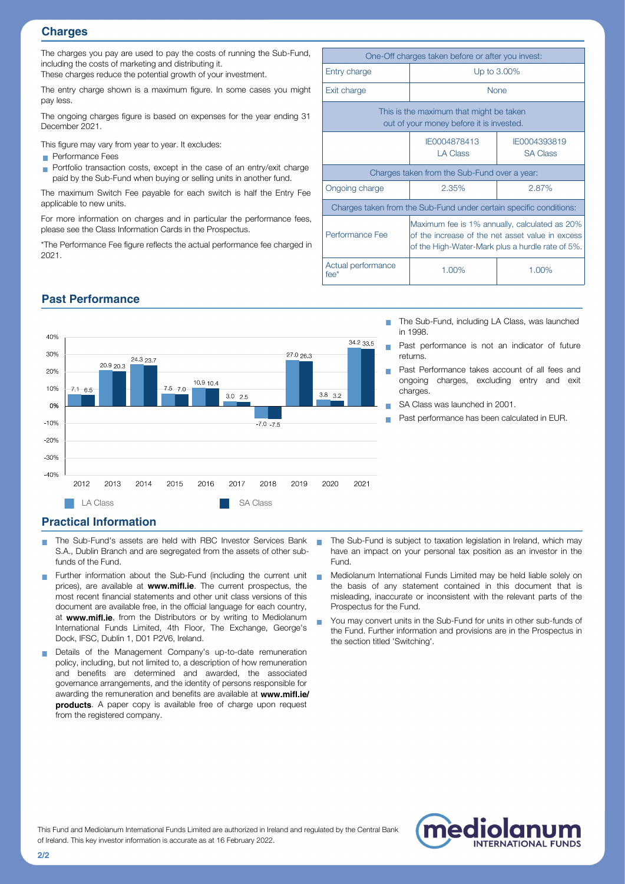## Charges

The charges you pay are used to pay the costs of running the Sub-Fund, including the costs of marketing and distributing it.
These charges reduce the potential growth of your investment.

The entry charge shown is a maximum figure. In some cases you might pay less.

The ongoing charges figure is based on expenses for the year ending 31 December 2021.

This figure may vary from year to year. It excludes:

- Performance Fees
- Portfolio transaction costs, except in the case of an entry/exit charge paid by the Sub-Fund when buying or selling units in another fund.

The maximum Switch Fee payable for each switch is half the Entry Fee applicable to new units.

For more information on charges and in particular the performance fees, please see the Class Information Cards in the Prospectus.

*The Performance Fee figure reflects the actual performance fee charged in 2021.

| One-Off charges taken before or after you invest: | | |
|---|---|---|
| Entry charge | Up to 3.00% | |
| Exit charge | None | |
| This is the maximum that might be taken out of your money before it is invested. | | |
| | IE0004878413 LA Class | IE0004393819 SA Class |
| Charges taken from the Sub-Fund over a year: | | |
| Ongoing charge | 2.35% | 2.87% |
| Charges taken from the Sub-Fund under certain specific conditions: | | |
| Performance Fee | Maximum fee is 1% annually, calculated as 20% of the increase of the net asset value in excess of the High-Water-Mark plus a hurdle rate of 5%. | |
| Actual performance fee* | 1.00% | 1.00% |

## Past Performance

40%
30%
20%
10%
0%
-10%
-20%
-30%
-40%

2012: 7.1 6.5
2013: 20.9 20.3
2014: 24.3 23.7
2015: 7.5 7.0
2016: 10.9 10.4
2017: 3.0 2.5
2018: -7.0 -7.5
2019: 27.0 26.3
2020: 3.8 3.2
2021: 34.2 33.5

LA Class
SA Class

- The Sub-Fund, including LA Class, was launched in 1998.
- Past performance is not an indicator of future returns.
- Past Performance takes account of all fees and ongoing charges, excluding entry and exit charges.
- SA Class was launched in 2001.
- Past performance has been calculated in EUR.

## Practical Information

- The Sub-Fund's assets are held with RBC Investor Services Bank S.A., Dublin Branch and are segregated from the assets of other sub-funds of the Fund.
- Further information about the Sub-Fund (including the current unit prices), are available at **www.mifl.ie**. The current prospectus, the most recent financial statements and other unit class versions of this document are available free, in the official language for each country, at **www.mifl.ie**, from the Distributors or by writing to Mediolanum International Funds Limited, 4th Floor, The Exchange, George's Dock, IFSC, Dublin 1, D01 P2V6, Ireland.
- Details of the Management Company's up-to-date remuneration policy, including, but not limited to, a description of how remuneration and benefits are determined and awarded, the associated governance arrangements, and the identity of persons responsible for awarding the remuneration and benefits are available at **www.mifl.ie/products**. A paper copy is available free of charge upon request from the registered company.
- The Sub-Fund is subject to taxation legislation in Ireland, which may have an impact on your personal tax position as an investor in the Fund.
- Mediolanum International Funds Limited may be held liable solely on the basis of any statement contained in this document that is misleading, inaccurate or inconsistent with the relevant parts of the Prospectus for the Fund.
- You may convert units in the Sub-Fund for units in other sub-funds of the Fund. Further information and provisions are in the Prospectus in the section titled 'Switching'.

This Fund and Mediolanum International Funds Limited are authorized in Ireland and regulated by the Central Bank of Ireland. This key investor information is accurate as at 16 February 2022.